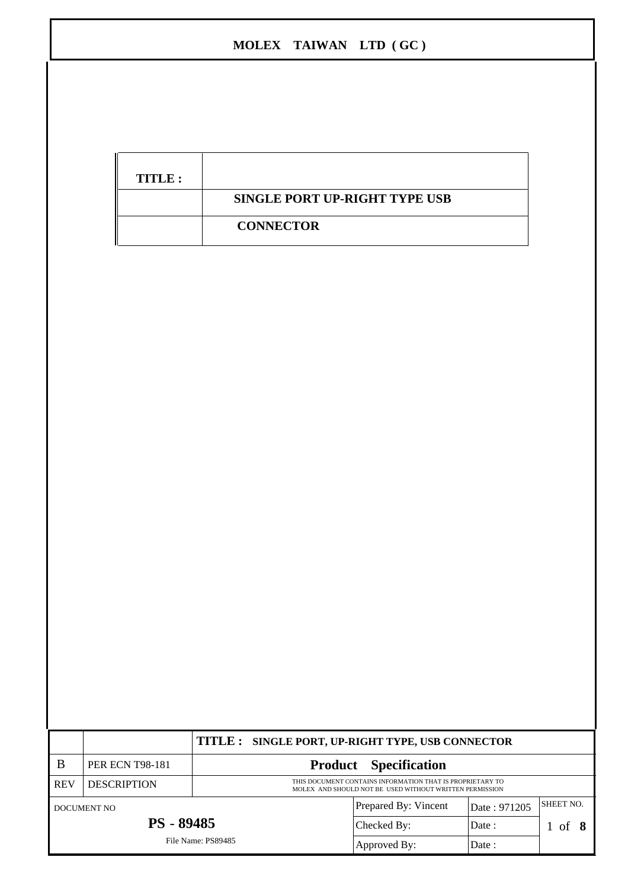**MOLEX TAIWAN LTD ( GC )**

| | |
|---|---|
| **TITLE :** | |
| | **SINGLE PORT UP-RIGHT TYPE USB** |
| | **CONNECTOR** |

| | | | | | |
|---|---|---|---|---|---|
| | | **TITLE : SINGLE PORT, UP-RIGHT TYPE, USB CONNECTOR** | | | |
| B | PER ECN T98-181 | **Product Specification** | | | |
| REV | DESCRIPTION | THIS DOCUMENT CONTAINS INFORMATION THAT IS PROPRIETARY TO MOLEX AND SHOULD NOT BE USED WITHOUT WRITTEN PERMISSION | | | |
| DOCUMENT NO | | | Prepared By: Vincent | Date : 971205 | SHEET NO. |
| **PS - 89485** | | | Checked By: | Date : | 1 of **8** |
| File Name: PS89485 | | | Approved By: | Date : | |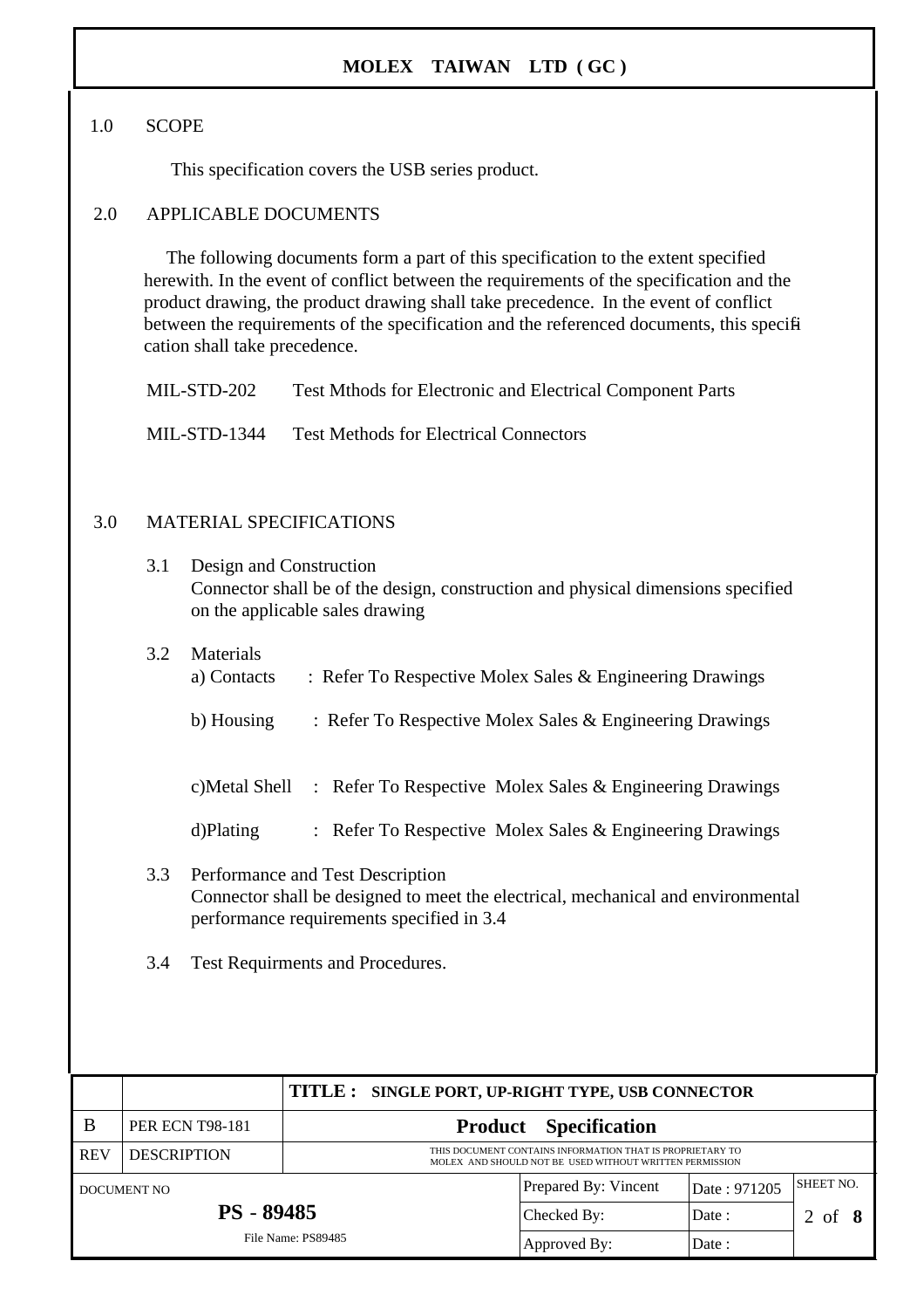**MOLEX TAIWAN LTD ( GC )**

## 1.0 SCOPE

This specification covers the USB series product.

## 2.0 APPLICABLE DOCUMENTS

The following documents form a part of this specification to the extent specified herewith. In the event of conflict between the requirements of the specification and the product drawing, the product drawing shall take precedence. In the event of conflict between the requirements of the specification and the referenced documents, this specification shall take precedence.

MIL-STD-202 Test Mthods for Electronic and Electrical Component Parts

MIL-STD-1344 Test Methods for Electrical Connectors

## 3.0 MATERIAL SPECIFICATIONS

### 3.1 Design and Construction

Connector shall be of the design, construction and physical dimensions specified on the applicable sales drawing

### 3.2 Materials

a) Contacts : Refer To Respective Molex Sales & Engineering Drawings

b) Housing : Refer To Respective Molex Sales & Engineering Drawings

c)Metal Shell : Refer To Respective Molex Sales & Engineering Drawings

d)Plating : Refer To Respective Molex Sales & Engineering Drawings

### 3.3 Performance and Test Description

Connector shall be designed to meet the electrical, mechanical and environmental performance requirements specified in 3.4

### 3.4 Test Requirments and Procedures.

| | | TITLE : SINGLE PORT, UP-RIGHT TYPE, USB CONNECTOR | | | |
|---|---|---|---|---|---|
| B | PER ECN T98-181 | **Product Specification** | | | |
| REV | DESCRIPTION | THIS DOCUMENT CONTAINS INFORMATION THAT IS PROPRIETARY TO MOLEX AND SHOULD NOT BE USED WITHOUT WRITTEN PERMISSION | | | |
| DOCUMENT NO | | Prepared By: Vincent | Date : 971205 | SHEET NO. | |
| **PS - 89485** | | Checked By: | Date : | 2 of **8** | |
| File Name: PS89485 | | Approved By: | Date : | | |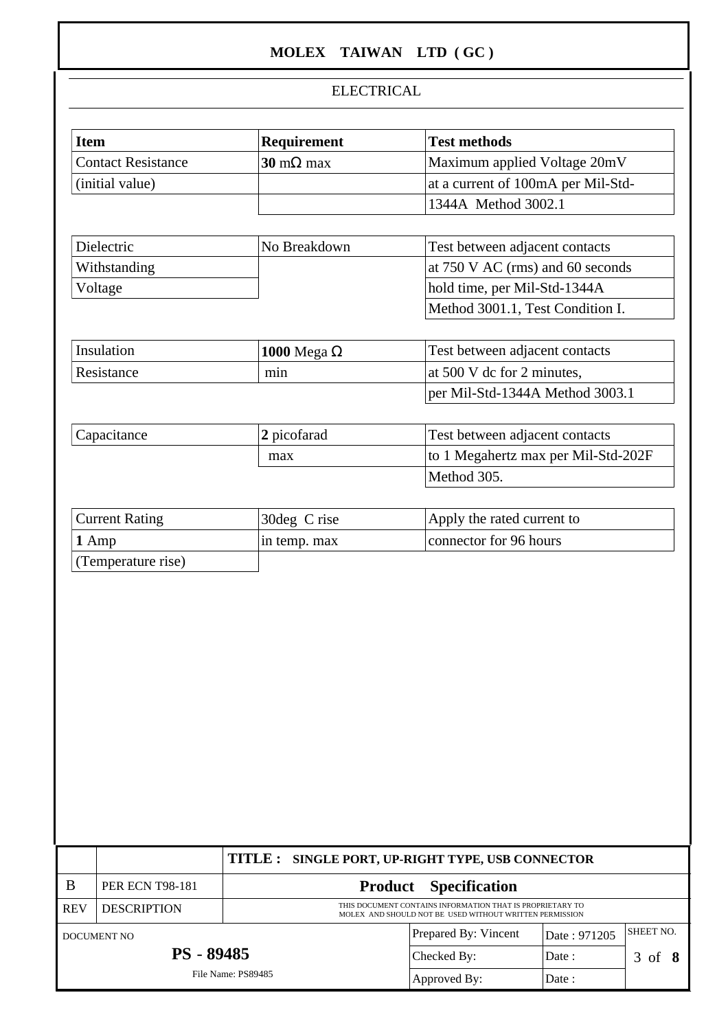## ELECTRICAL

| Item | Requirement | Test methods |
|---|---|---|
| Contact Resistance (initial value) | **30** mΩ max | Maximum applied Voltage 20mV at a current of 100mA per Mil-Std-1344A Method 3002.1 |
| Dielectric Withstanding Voltage | No Breakdown | Test between adjacent contacts at 750 V AC (rms) and 60 seconds hold time, per Mil-Std-1344A Method 3001.1, Test Condition I. |
| Insulation Resistance | **1000** Mega Ω min | Test between adjacent contacts at 500 V dc for 2 minutes, per Mil-Std-1344A Method 3003.1 |
| Capacitance | **2** picofarad max | Test between adjacent contacts to 1 Megahertz max per Mil-Std-202F Method 305. |
| Current Rating **1** Amp (Temperature rise) | 30deg C rise in temp. max | Apply the rated current to connector for 96 hours |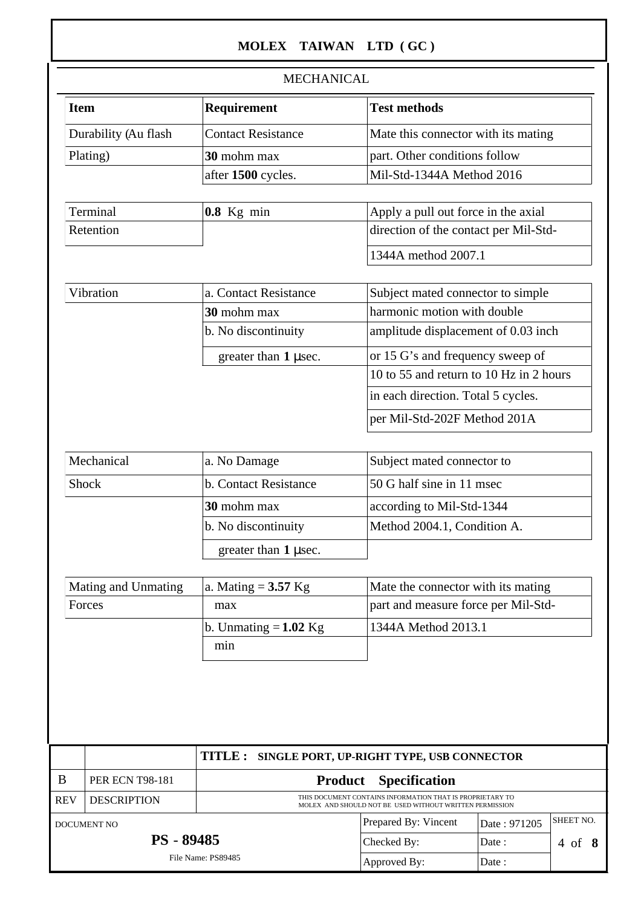## MECHANICAL

| Item | Requirement | Test methods |
| --- | --- | --- |
| Durability (Au flash Plating) | Contact Resistance **30** mohm max after **1500** cycles. | Mate this connector with its mating part. Other conditions follow Mil-Std-1344A Method 2016 |
| Terminal Retention | **0.8** Kg min | Apply a pull out force in the axial direction of the contact per Mil-Std-1344A method 2007.1 |
| Vibration | a. Contact Resistance **30** mohm max<br>b. No discontinuity greater than **1** μsec. | Subject mated connector to simple harmonic motion with double amplitude displacement of 0.03 inch or 15 G's and frequency sweep of 10 to 55 and return to 10 Hz in 2 hours in each direction. Total 5 cycles. per Mil-Std-202F Method 201A |
| Mechanical Shock | a. No Damage<br>b. Contact Resistance **30** mohm max<br>b. No discontinuity greater than **1** μsec. | Subject mated connector to 50 G half sine in 11 msec according to Mil-Std-1344 Method 2004.1, Condition A. |
| Mating and Unmating Forces | a. Mating = **3.57** Kg max<br>b. Unmating = **1.02** Kg min | Mate the connector with its mating part and measure force per Mil-Std-1344A Method 2013.1 |

| | | |
| --- | --- | --- |
| | | **TITLE : SINGLE PORT, UP-RIGHT TYPE, USB CONNECTOR** |
| B | PER ECN T98-181 | **Product Specification** |
| REV | DESCRIPTION | THIS DOCUMENT CONTAINS INFORMATION THAT IS PROPRIETARY TO MOLEX AND SHOULD NOT BE USED WITHOUT WRITTEN PERMISSION |

| DOCUMENT NO | | | SHEET NO. |
| --- | --- | --- | --- |
| **PS - 89485** | Prepared By: Vincent | Date : 971205 | |
| File Name: PS89485 | Checked By: | Date : | |
| | Approved By: | Date : | |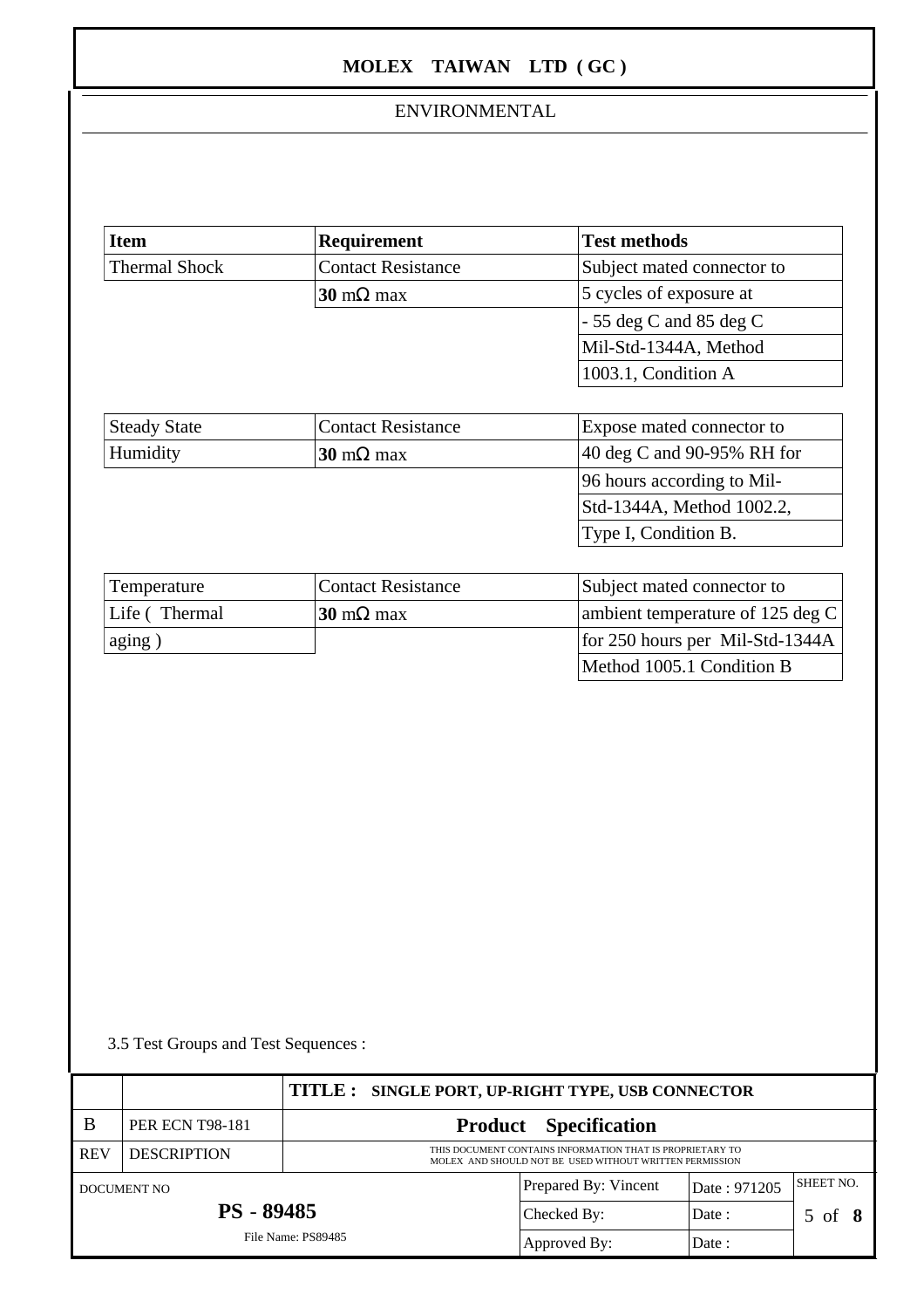ENVIRONMENTAL

| Item | Requirement | Test methods |
| --- | --- | --- |
| Thermal Shock | Contact Resistance **30** mΩ max | Subject mated connector to 5 cycles of exposure at - 55 deg C and 85 deg C Mil-Std-1344A, Method 1003.1, Condition A |
| Steady State Humidity | Contact Resistance **30** mΩ max | Expose mated connector to 40 deg C and 90-95% RH for 96 hours according to Mil-Std-1344A, Method 1002.2, Type I, Condition B. |
| Temperature Life ( Thermal aging ) | Contact Resistance **30** mΩ max | Subject mated connector to ambient temperature of 125 deg C for 250 hours per Mil-Std-1344A Method 1005.1 Condition B |

3.5 Test Groups and Test Sequences :

| | | |
| --- | --- | --- |
| | | **TITLE : SINGLE PORT, UP-RIGHT TYPE, USB CONNECTOR** |
| B | PER ECN T98-181 | **Product Specification** |
| REV | DESCRIPTION | THIS DOCUMENT CONTAINS INFORMATION THAT IS PROPRIETARY TO MOLEX AND SHOULD NOT BE USED WITHOUT WRITTEN PERMISSION |

| DOCUMENT NO | | | |
| --- | --- | --- | --- |
| **PS - 89485** | Prepared By: Vincent | Date : 971205 | SHEET NO. |
| File Name: PS89485 | Checked By: | Date : | |
| | Approved By: | Date : | |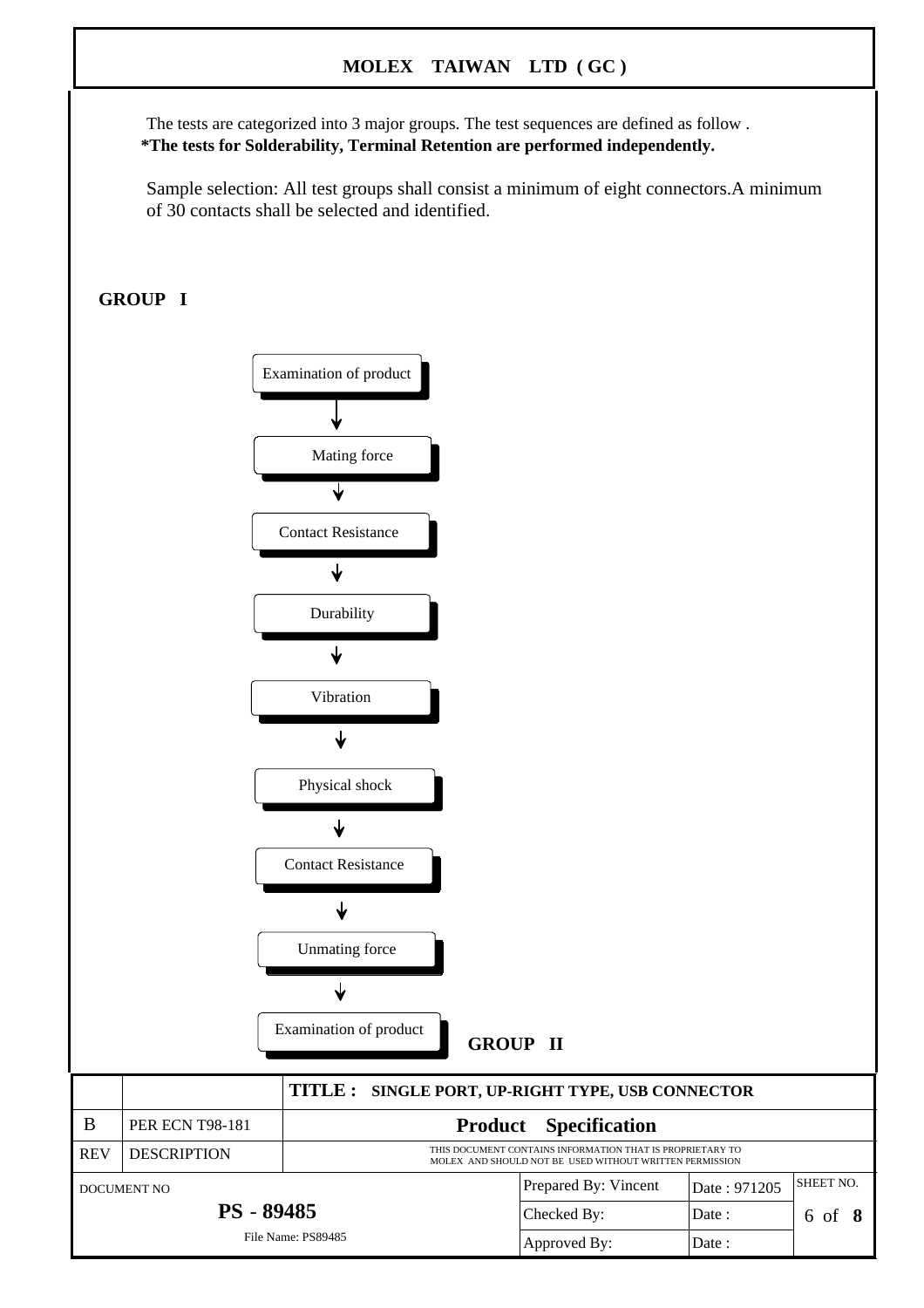The tests are categorized into 3 major groups. The test sequences are defined as follow .

**\*The tests for Solderability, Terminal Retention are performed independently.**

Sample selection: All test groups shall consist a minimum of eight connectors.A minimum of 30 contacts shall be selected and identified.

## GROUP I

Examination of product

↓

Mating force

↓

Contact Resistance

↓

Durability

↓

Vibration

↓

Physical shock

↓

Contact Resistance

↓

Unmating force

↓

Examination of product

## GROUP II

| | | |
|---|---|---|
| | | **TITLE : SINGLE PORT, UP-RIGHT TYPE, USB CONNECTOR** |
| B | PER ECN T98-181 | **Product Specification** |
| REV | DESCRIPTION | THIS DOCUMENT CONTAINS INFORMATION THAT IS PROPRIETARY TO MOLEX AND SHOULD NOT BE USED WITHOUT WRITTEN PERMISSION |

| | | | |
|---|---|---|---|
| DOCUMENT NO | Prepared By: Vincent | Date : 971205 | SHEET NO. |
| **PS - 89485** | Checked By: | Date : | 6 of **8** |
| File Name: PS89485 | Approved By: | Date : | |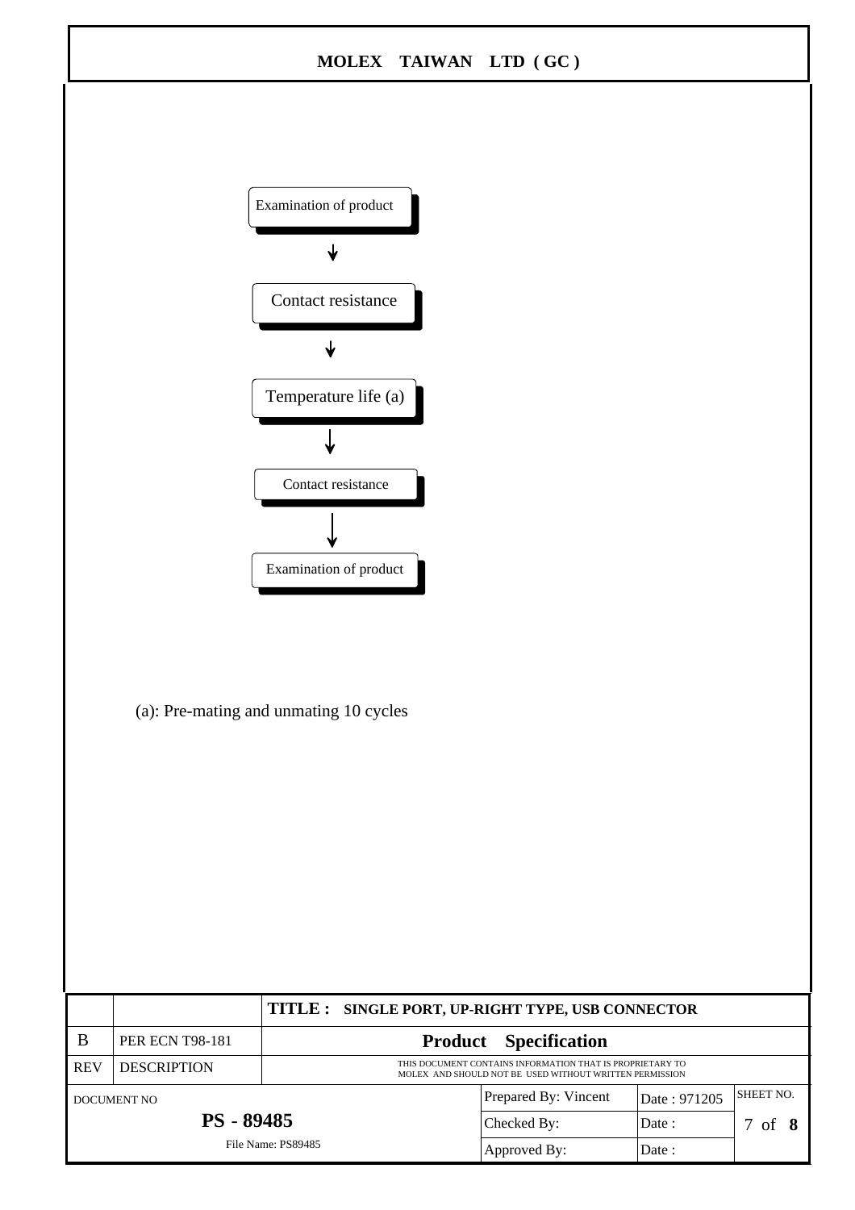Examination of product

↓

Contact resistance

↓

Temperature life (a)

↓

Contact resistance

↓

Examination of product

(a): Pre-mating and unmating 10 cycles

| | | | | | |
|---|---|---|---|---|---|
| | | **TITLE : SINGLE PORT, UP-RIGHT TYPE, USB CONNECTOR** | | | |
| B | PER ECN T98-181 | **Product Specification** | | | |
| REV | DESCRIPTION | THIS DOCUMENT CONTAINS INFORMATION THAT IS PROPRIETARY TO MOLEX AND SHOULD NOT BE USED WITHOUT WRITTEN PERMISSION | | | |
| DOCUMENT NO | | | Prepared By: Vincent | Date : 971205 | SHEET NO. |
| **PS - 89485** | | | Checked By: | Date : | 7 of **8** |
| File Name: PS89485 | | | Approved By: | Date : | |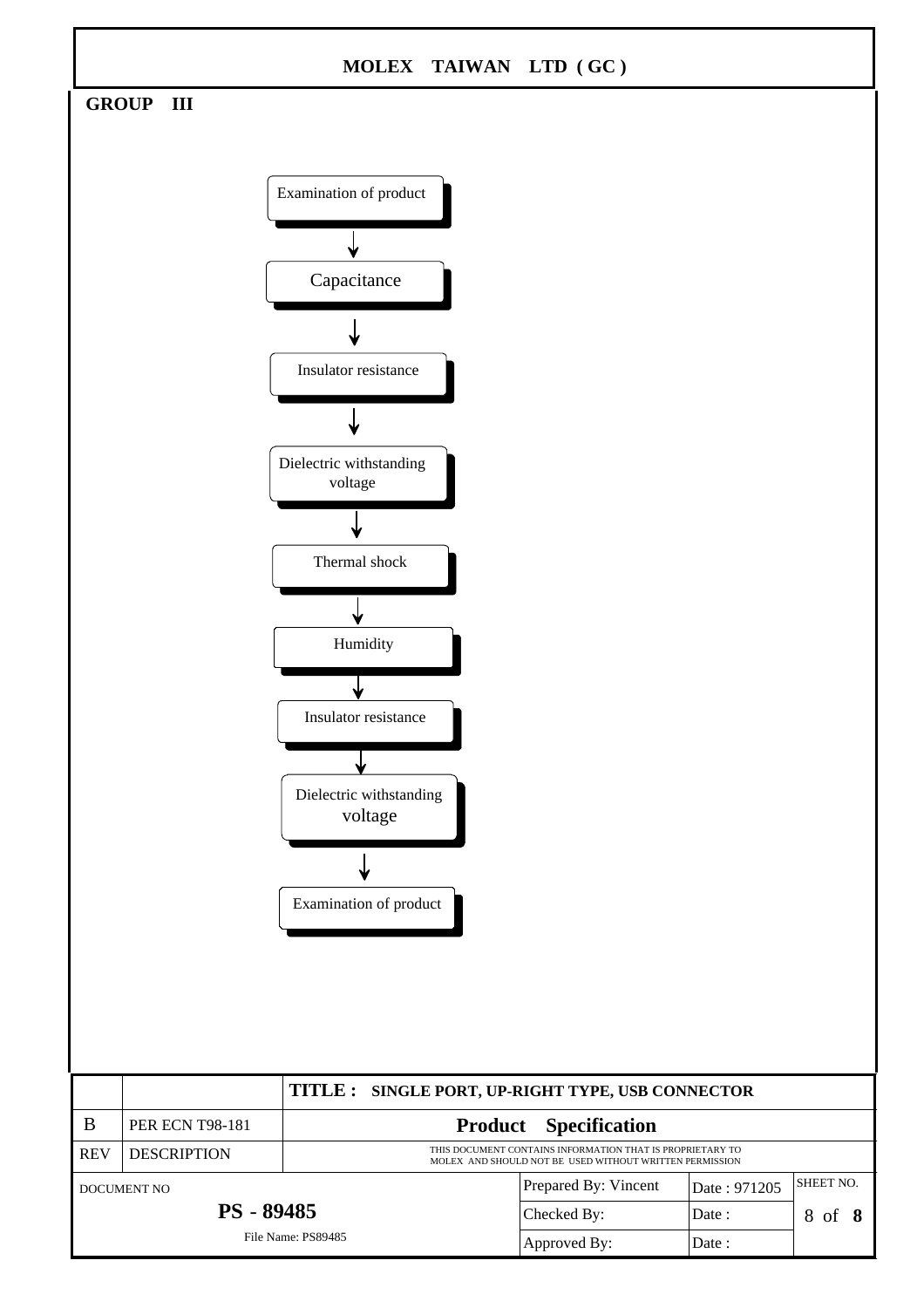**GROUP III**

Examination of product

↓

Capacitance

↓

Insulator resistance

↓

Dielectric withstanding voltage

↓

Thermal shock

↓

Humidity

↓

Insulator resistance

↓

Dielectric withstanding voltage

↓

Examination of product